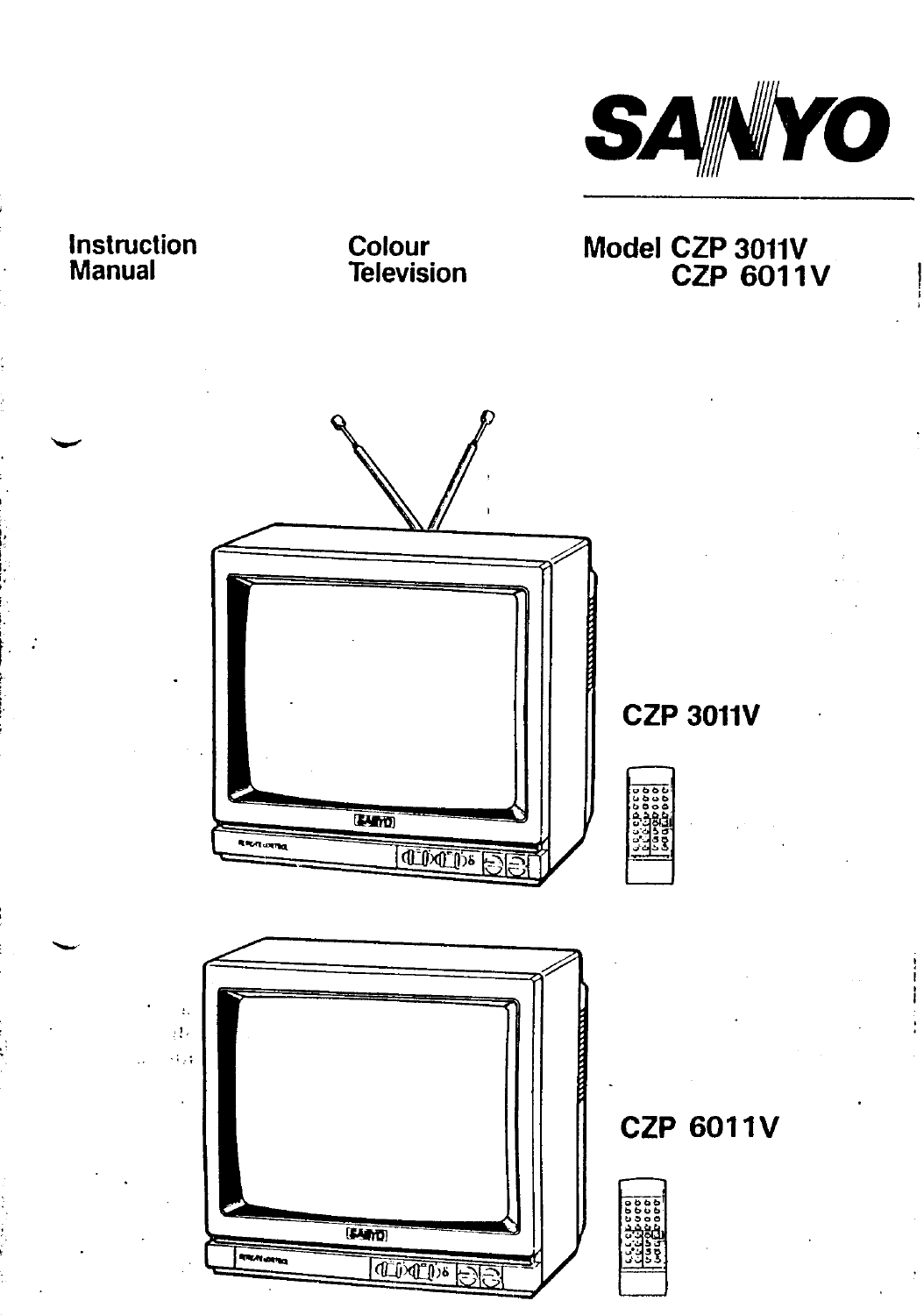# SANYO

Instruction Manual

Colour Television

Model CZP 3011V
CZP 6011V

CZP 3011V

CZP 6011V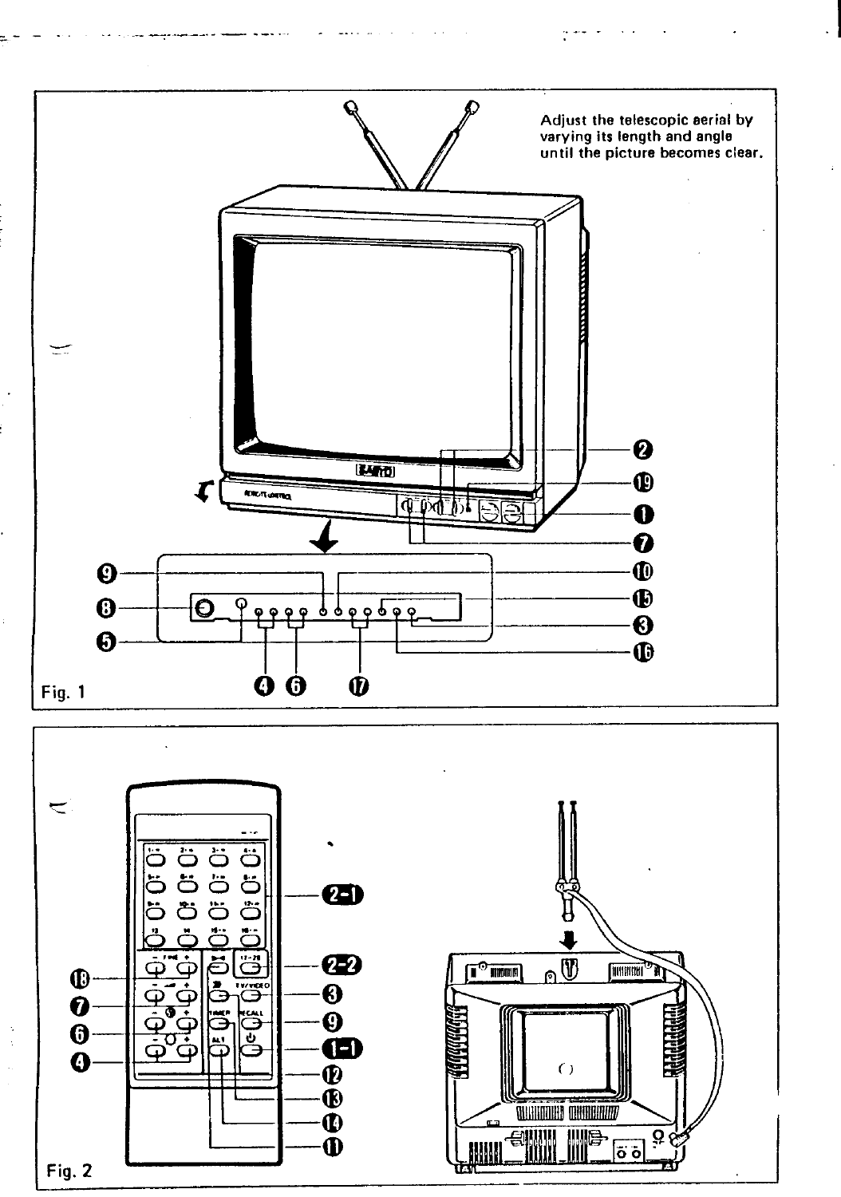Adjust the telescopic aerial by varying its length and angle until the picture becomes clear.

Fig. 1

Fig. 2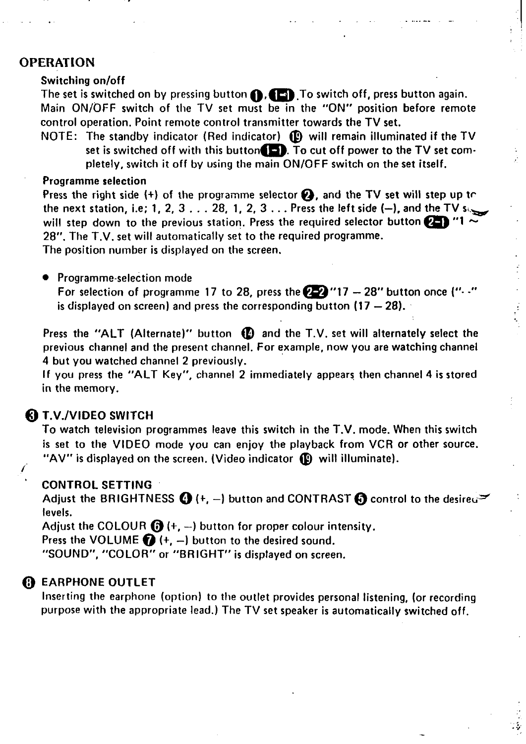## OPERATION

**Switching on/off**

The set is switched on by pressing button ❶, 1-1. To switch off, press button again. Main ON/OFF switch of the TV set must be in the "ON" position before remote control operation. Point remote control transmitter towards the TV set.

NOTE: The standby indicator (Red indicator) ⑲ will remain illuminated if the TV set is switched off with this button 1-1. To cut off power to the TV set completely, switch it off by using the main ON/OFF switch on the set itself.

**Programme selection**

Press the right side (+) of the programme selector ❷, and the TV set will step up to the next station, i.e; 1, 2, 3 . . . 28, 1, 2, 3 . . . Press the left side (—), and the TV set will step down to the previous station. Press the required selector button 2-1 "1 ~ 28". The T.V. set will automatically set to the required programme.
The position number is displayed on the screen.

- Programme-selection mode
  For selection of programme 17 to 28, press the 2-2 "17 — 28" button once ("- -" is displayed on screen) and press the corresponding button (17 — 28).

Press the "ALT (Alternate)" button ⑭ and the T.V. set will alternately select the previous channel and the present channel. For example, now you are watching channel 4 but you watched channel 2 previously.
If you press the "ALT Key", channel 2 immediately appears then channel 4 is stored in the memory.

### ❸ T.V./VIDEO SWITCH

To watch television programmes leave this switch in the T.V. mode. When this switch is set to the VIDEO mode you can enjoy the playback from VCR or other source. "AV" is displayed on the screen. (Video indicator ⑲ will illuminate).

### CONTROL SETTING

Adjust the BRIGHTNESS ❹ (+, —) button and CONTRAST ❺ control to the desired levels.
Adjust the COLOUR ❻ (+, —) button for proper colour intensity.
Press the VOLUME ❼ (+, —) button to the desired sound.
"SOUND", "COLOR" or "BRIGHT" is displayed on screen.

### ❽ EARPHONE OUTLET

Inserting the earphone (option) to the outlet provides personal listening, (or recording purpose with the appropriate lead.) The TV set speaker is automatically switched off.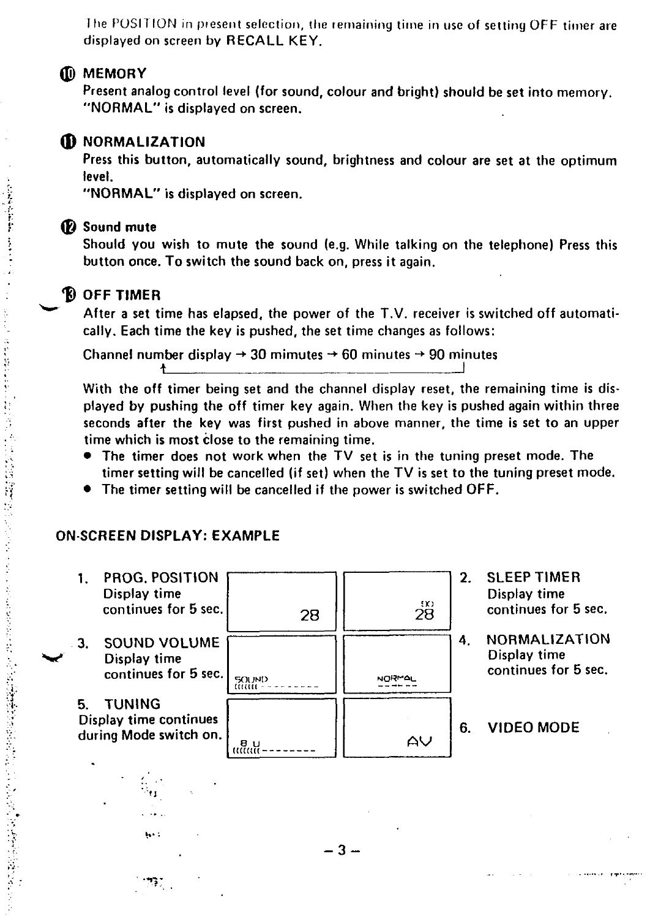The POSITION in present selection, the remaining time in use of setting OFF timer are displayed on screen by RECALL KEY.

### ⑩ MEMORY

Present analog control level (for sound, colour and bright) should be set into memory. "NORMAL" is displayed on screen.

### ⑪ NORMALIZATION

Press this button, automatically sound, brightness and colour are set at the optimum level.
"NORMAL" is displayed on screen.

### ⑫ Sound mute

Should you wish to mute the sound (e.g. While talking on the telephone) Press this button once. To switch the sound back on, press it again.

### ⑬ OFF TIMER

After a set time has elapsed, the power of the T.V. receiver is switched off automatically. Each time the key is pushed, the set time changes as follows:

Channel number display → 30 mimutes → 60 minutes → 90 minutes

With the off timer being set and the channel display reset, the remaining time is displayed by pushing the off timer key again. When the key is pushed again within three seconds after the key was first pushed in above manner, the time is set to an upper time which is most close to the remaining time.

- The timer does not work when the TV set is in the tuning preset mode. The timer setting will be cancelled (if set) when the TV is set to the tuning preset mode.
- The timer setting will be cancelled if the power is switched OFF.

## ON-SCREEN DISPLAY: EXAMPLE

| | Screen | Screen | |
|---|---|---|---|
| 1. PROG. POSITION<br>Display time continues for 5 sec. | 28 | 28 | 2. SLEEP TIMER<br>Display time continues for 5 sec. |
| 3. SOUND VOLUME<br>Display time continues for 5 sec. | SOUND<br>(((((( - - - - - - - - - | NORMAL<br>- - - - - - | 4. NORMALIZATION<br>Display time continues for 5 sec. |
| 5. TUNING<br>Display time continues during Mode switch on. | 8 U<br>(((((((( - - - - - - - - | AV | 6. VIDEO MODE |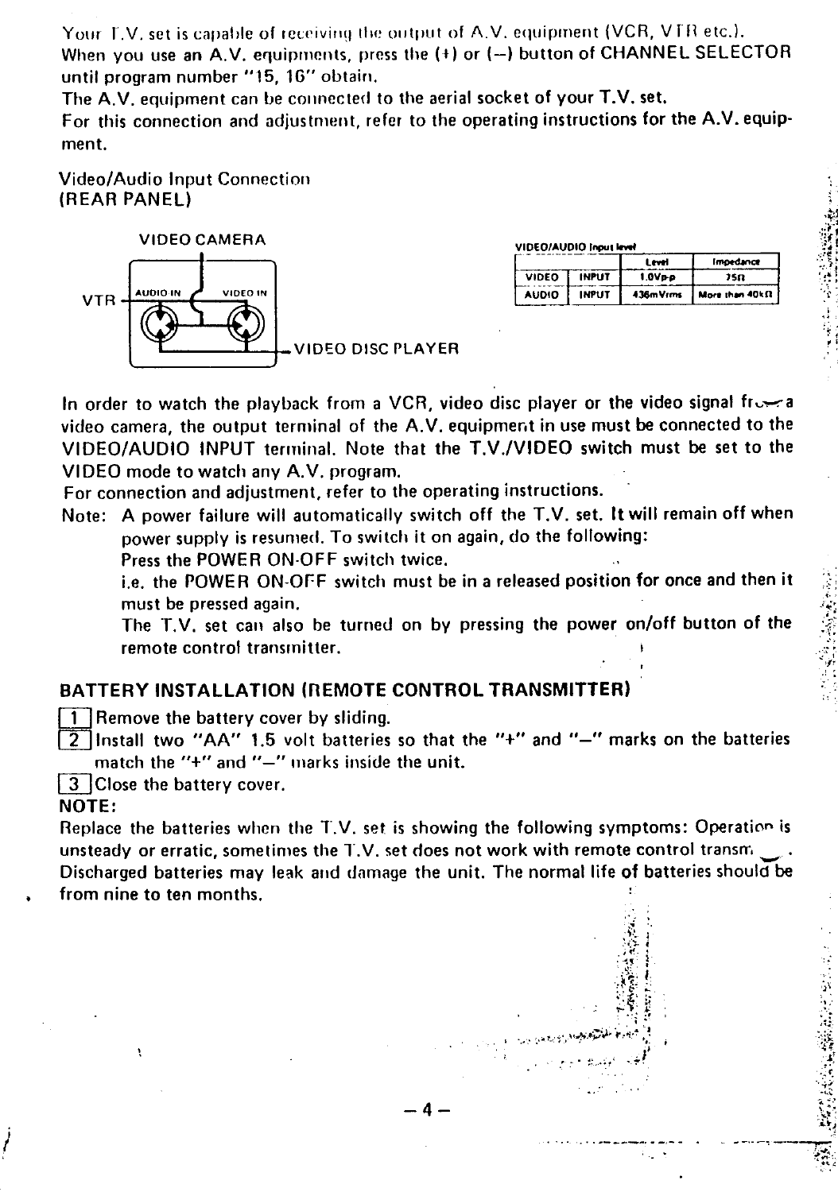Your T.V. set is capable of receiving the output of A.V. equipment (VCR, VTR etc.).
When you use an A.V. equipments, press the (+) or (–) button of CHANNEL SELECTOR until program number "15, 16" obtain.
The A.V. equipment can be connected to the aerial socket of your T.V. set.
For this connection and adjustment, refer to the operating instructions for the A.V. equipment.

Video/Audio Input Connection
(REAR PANEL)

VIDEO CAMERA

VTR — AUDIO IN — VIDEO IN

VIDEO DISC PLAYER

VIDEO/AUDIO Input level

| | | Level | Impedance |
|---|---|---|---|
| VIDEO | INPUT | 1.0Vp-p | 75Ω |
| AUDIO | INPUT | 436mVrms | More than 40kΩ |

In order to watch the playback from a VCR, video disc player or the video signal from a video camera, the output terminal of the A.V. equipment in use must be connected to the VIDEO/AUDIO INPUT terminal. Note that the T.V./VIDEO switch must be set to the VIDEO mode to watch any A.V. program.
For connection and adjustment, refer to the operating instructions.

Note: A power failure will automatically switch off the T.V. set. It will remain off when power supply is resumed. To switch it on again, do the following:
Press the POWER ON-OFF switch twice.
i.e. the POWER ON-OFF switch must be in a released position for once and then it must be pressed again.
The T.V. set can also be turned on by pressing the power on/off button of the remote control transmitter.

## BATTERY INSTALLATION (REMOTE CONTROL TRANSMITTER)

1. Remove the battery cover by sliding.
2. Install two "AA" 1.5 volt batteries so that the "+" and "–" marks on the batteries match the "+" and "–" marks inside the unit.
3. Close the battery cover.

**NOTE:**

Replace the batteries when the T.V. set is showing the following symptoms: Operation is unsteady or erratic, sometimes the T.V. set does not work with remote control transmitter.
Discharged batteries may leak and damage the unit. The normal life of batteries should be from nine to ten months.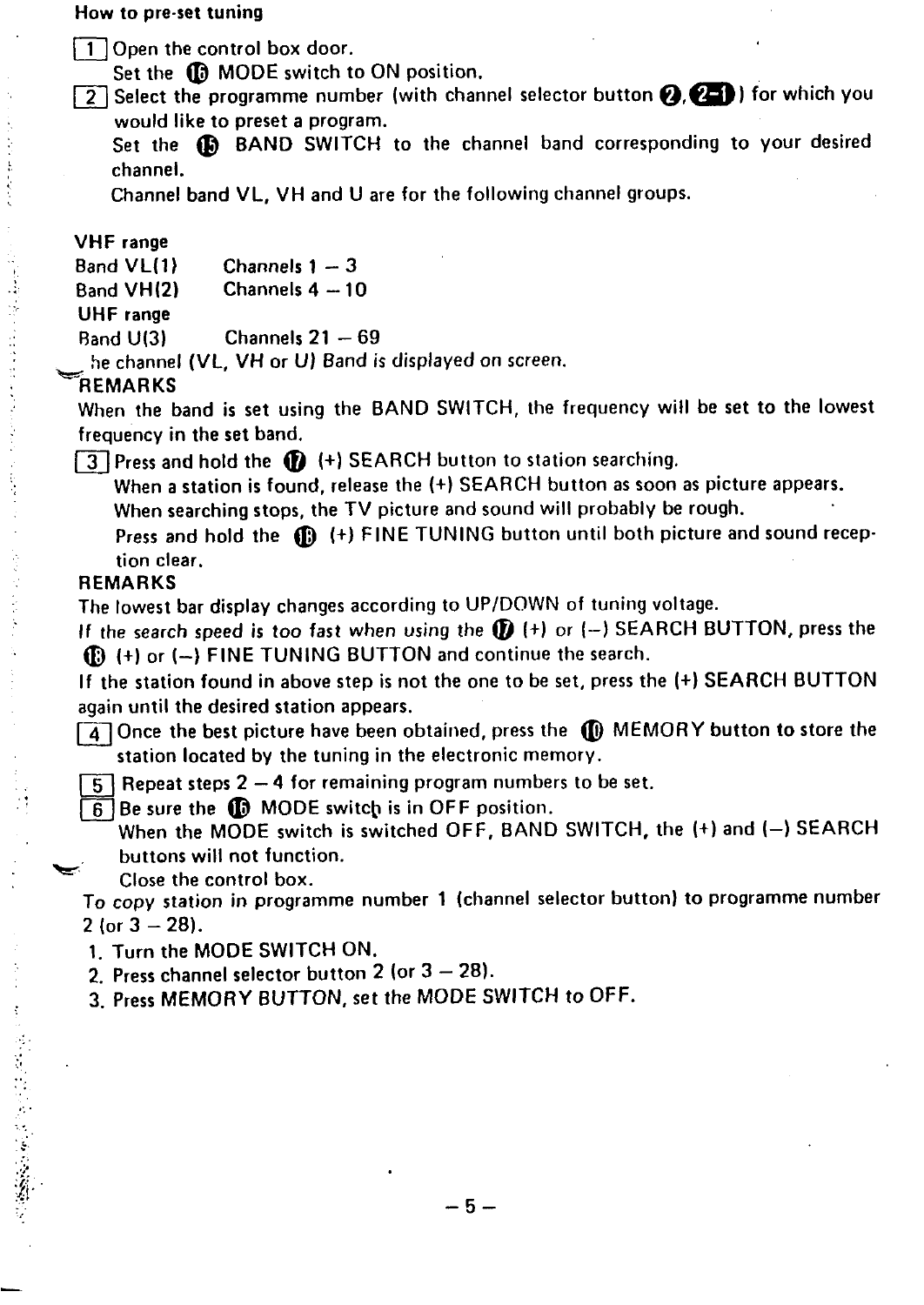## How to pre-set tuning

[1] Open the control box door.
Set the ⑯ MODE switch to ON position.

[2] Select the programme number (with channel selector button ②, ②-①) for which you would like to preset a program.
Set the ⑮ BAND SWITCH to the channel band corresponding to your desired channel.
Channel band VL, VH and U are for the following channel groups.

**VHF range**

| | |
|---|---|
| Band VL(1) | Channels 1 – 3 |
| Band VH(2) | Channels 4 – 10 |

**UHF range**

| | |
|---|---|
| Band U(3) | Channels 21 – 69 |

The channel (VL, VH or U) Band is displayed on screen.

**REMARKS**
When the band is set using the BAND SWITCH, the frequency will be set to the lowest frequency in the set band.

[3] Press and hold the ⑰ (+) SEARCH button to station searching.
When a station is found, release the (+) SEARCH button as soon as picture appears.
When searching stops, the TV picture and sound will probably be rough.
Press and hold the ⑱ (+) FINE TUNING button until both picture and sound reception clear.

**REMARKS**
The lowest bar display changes according to UP/DOWN of tuning voltage.
If the search speed is too fast when using the ⑰ (+) or (–) SEARCH BUTTON, press the ⑱ (+) or (–) FINE TUNING BUTTON and continue the search.
If the station found in above step is not the one to be set, press the (+) SEARCH BUTTON again until the desired station appears.

[4] Once the best picture have been obtained, press the ⑩ MEMORY button to store the station located by the tuning in the electronic memory.

[5] Repeat steps 2 – 4 for remaining program numbers to be set.

[6] Be sure the ⑯ MODE switch is in OFF position.
When the MODE switch is switched OFF, BAND SWITCH, the (+) and (–) SEARCH buttons will not function.
Close the control box.

To copy station in programme number 1 (channel selector button) to programme number 2 (or 3 – 28).

1. Turn the MODE SWITCH ON.
2. Press channel selector button 2 (or 3 – 28).
3. Press MEMORY BUTTON, set the MODE SWITCH to OFF.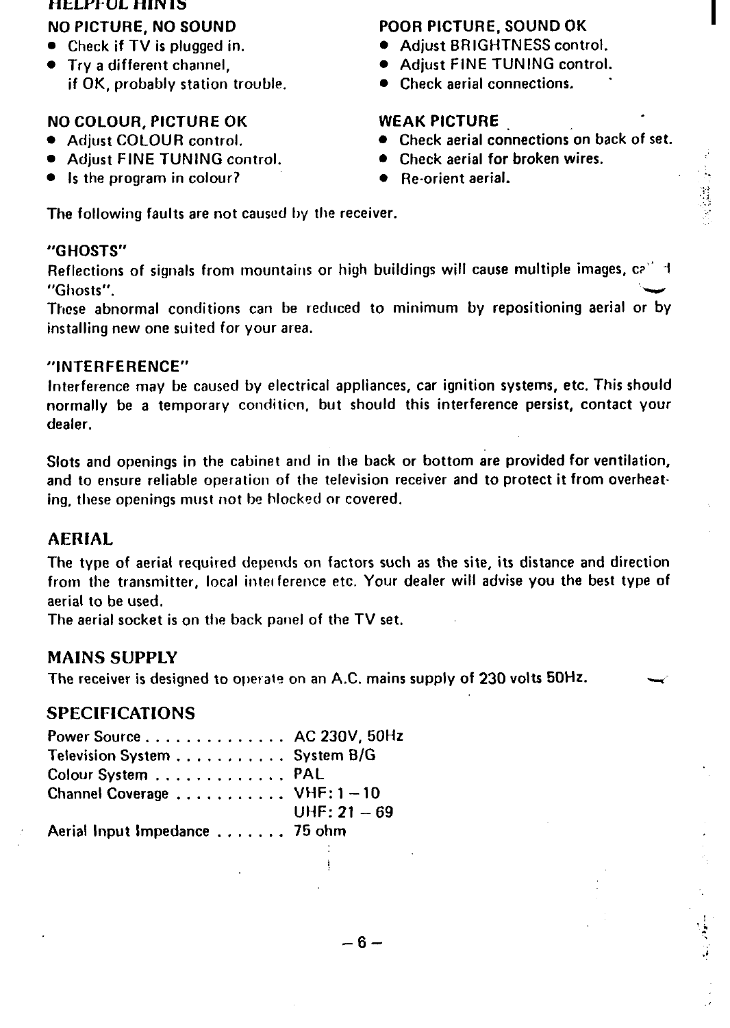## HELPFUL HINTS

**NO PICTURE, NO SOUND**
- Check if TV is plugged in.
- Try a different channel, if OK, probably station trouble.

**POOR PICTURE, SOUND OK**
- Adjust BRIGHTNESS control.
- Adjust FINE TUNING control.
- Check aerial connections.

**NO COLOUR, PICTURE OK**
- Adjust COLOUR control.
- Adjust FINE TUNING control.
- Is the program in colour?

**WEAK PICTURE**
- Check aerial connections on back of set.
- Check aerial for broken wires.
- Re-orient aerial.

The following faults are not caused by the receiver.

"GHOSTS"
Reflections of signals from mountains or high buildings will cause multiple images, called "Ghosts".
These abnormal conditions can be reduced to minimum by repositioning aerial or by installing new one suited for your area.

"INTERFERENCE"
Interference may be caused by electrical appliances, car ignition systems, etc. This should normally be a temporary condition, but should this interference persist, contact your dealer.

Slots and openings in the cabinet and in the back or bottom are provided for ventilation, and to ensure reliable operation of the television receiver and to protect it from overheating, these openings must not be blocked or covered.

## AERIAL

The type of aerial required depends on factors such as the site, its distance and direction from the transmitter, local interference etc. Your dealer will advise you the best type of aerial to be used.
The aerial socket is on the back panel of the TV set.

## MAINS SUPPLY

The receiver is designed to operate on an A.C. mains supply of 230 volts 50Hz.

## SPECIFICATIONS

| | |
|---|---|
| Power Source | AC 230V, 50Hz |
| Television System | System B/G |
| Colour System | PAL |
| Channel Coverage | VHF: 1 – 10<br>UHF: 21 – 69 |
| Aerial Input Impedance | 75 ohm |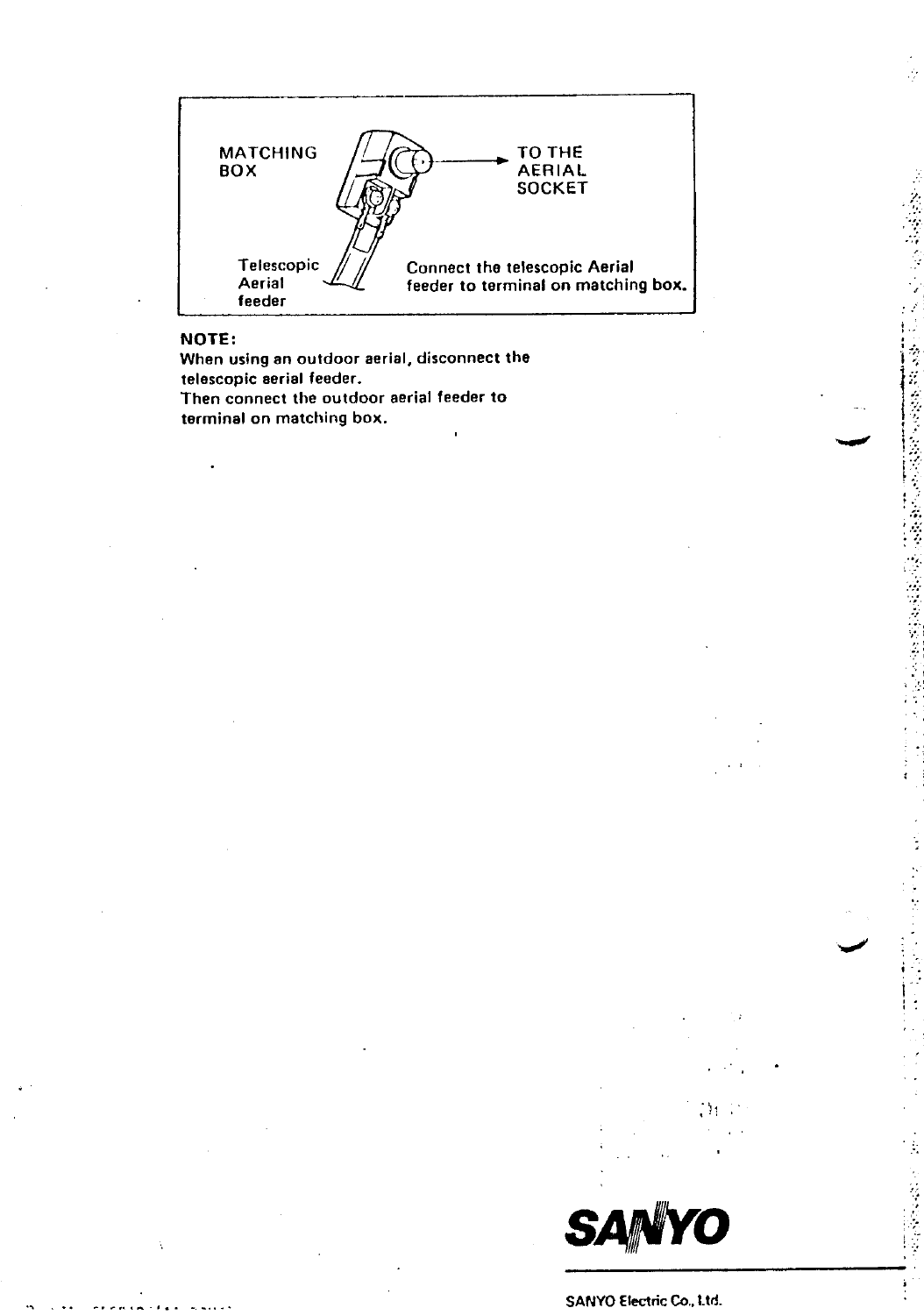MATCHING BOX

TO THE AERIAL SOCKET

Telescopic Aerial feeder

Connect the telescopic Aerial feeder to terminal on matching box.

**NOTE:**
When using an outdoor aerial, disconnect the telescopic aerial feeder.
Then connect the outdoor aerial feeder to terminal on matching box.

**SANYO**

SANYO Electric Co., Ltd.